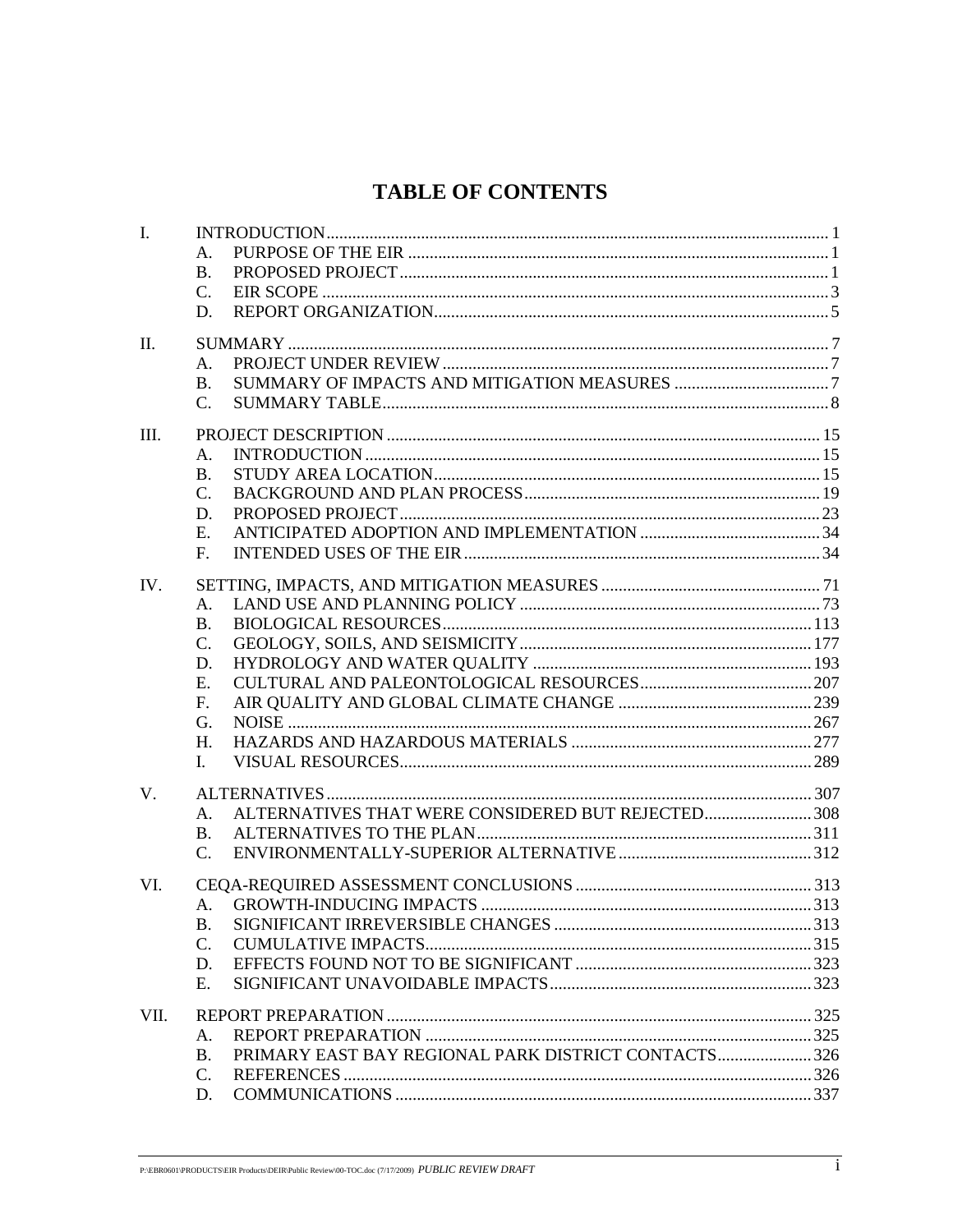# TABLE OF CONTENTS

| | | | |
|---|---|---|---|
| I. | INTRODUCTION | | 1 |
| | A. | PURPOSE OF THE EIR | 1 |
| | B. | PROPOSED PROJECT | 1 |
| | C. | EIR SCOPE | 3 |
| | D. | REPORT ORGANIZATION | 5 |
| II. | SUMMARY | | 7 |
| | A. | PROJECT UNDER REVIEW | 7 |
| | B. | SUMMARY OF IMPACTS AND MITIGATION MEASURES | 7 |
| | C. | SUMMARY TABLE | 8 |
| III. | PROJECT DESCRIPTION | | 15 |
| | A. | INTRODUCTION | 15 |
| | B. | STUDY AREA LOCATION | 15 |
| | C. | BACKGROUND AND PLAN PROCESS | 19 |
| | D. | PROPOSED PROJECT | 23 |
| | E. | ANTICIPATED ADOPTION AND IMPLEMENTATION | 34 |
| | F. | INTENDED USES OF THE EIR | 34 |
| IV. | SETTING, IMPACTS, AND MITIGATION MEASURES | | 71 |
| | A. | LAND USE AND PLANNING POLICY | 73 |
| | B. | BIOLOGICAL RESOURCES | 113 |
| | C. | GEOLOGY, SOILS, AND SEISMICITY | 177 |
| | D. | HYDROLOGY AND WATER QUALITY | 193 |
| | E. | CULTURAL AND PALEONTOLOGICAL RESOURCES | 207 |
| | F. | AIR QUALITY AND GLOBAL CLIMATE CHANGE | 239 |
| | G. | NOISE | 267 |
| | H. | HAZARDS AND HAZARDOUS MATERIALS | 277 |
| | I. | VISUAL RESOURCES | 289 |
| V. | ALTERNATIVES | | 307 |
| | A. | ALTERNATIVES THAT WERE CONSIDERED BUT REJECTED | 308 |
| | B. | ALTERNATIVES TO THE PLAN | 311 |
| | C. | ENVIRONMENTALLY-SUPERIOR ALTERNATIVE | 312 |
| VI. | CEQA-REQUIRED ASSESSMENT CONCLUSIONS | | 313 |
| | A. | GROWTH-INDUCING IMPACTS | 313 |
| | B. | SIGNIFICANT IRREVERSIBLE CHANGES | 313 |
| | C. | CUMULATIVE IMPACTS | 315 |
| | D. | EFFECTS FOUND NOT TO BE SIGNIFICANT | 323 |
| | E. | SIGNIFICANT UNAVOIDABLE IMPACTS | 323 |
| VII. | REPORT PREPARATION | | 325 |
| | A. | REPORT PREPARATION | 325 |
| | B. | PRIMARY EAST BAY REGIONAL PARK DISTRICT CONTACTS | 326 |
| | C. | REFERENCES | 326 |
| | D. | COMMUNICATIONS | 337 |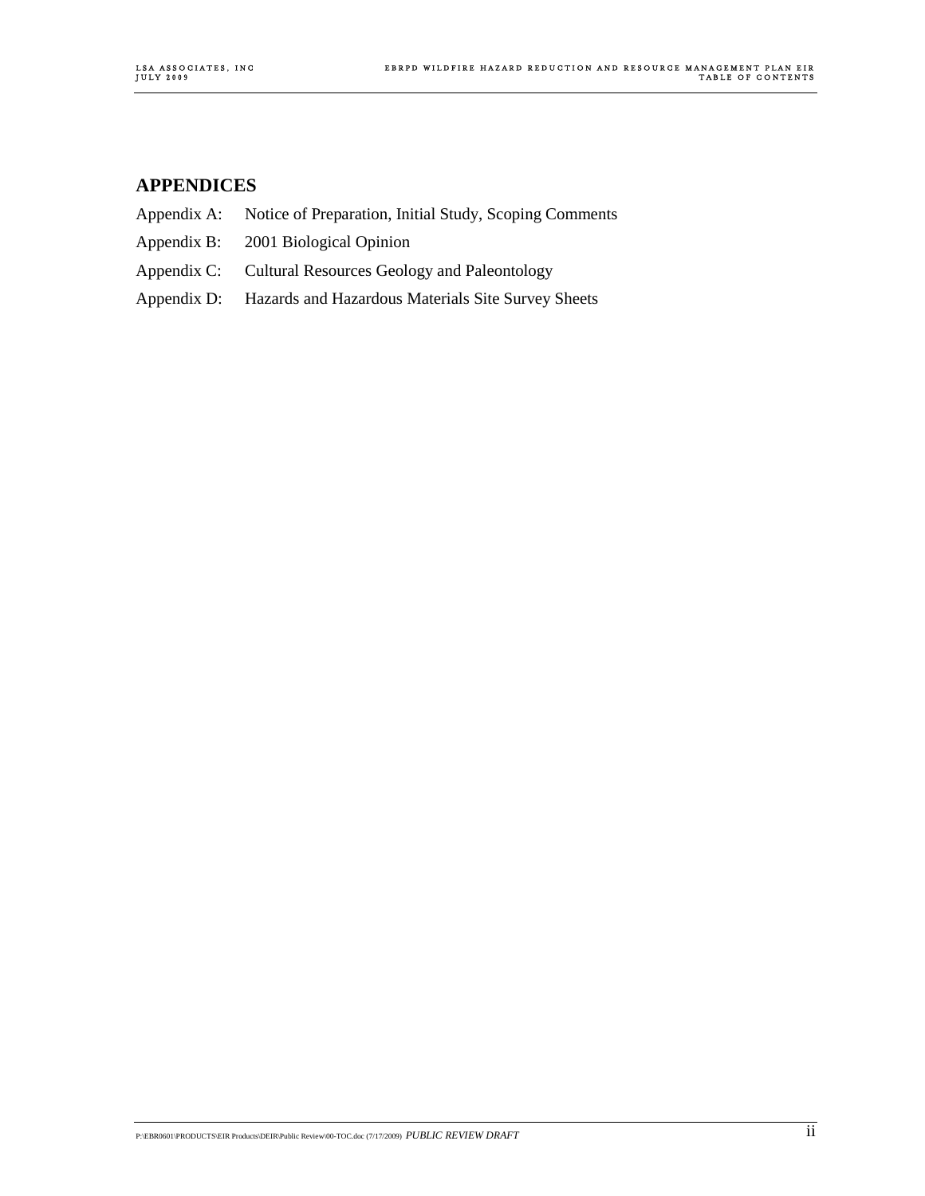## APPENDICES

Appendix A: Notice of Preparation, Initial Study, Scoping Comments

Appendix B: 2001 Biological Opinion

Appendix C: Cultural Resources Geology and Paleontology

Appendix D: Hazards and Hazardous Materials Site Survey Sheets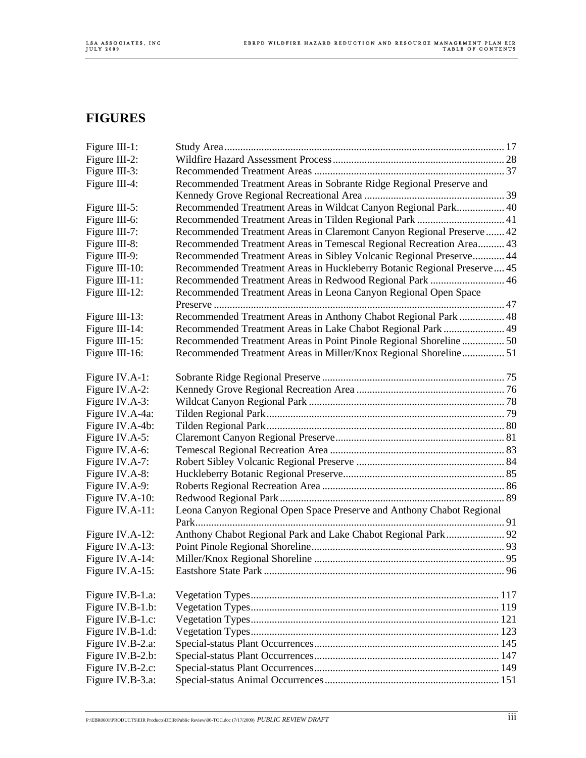## FIGURES

| | | |
|---|---|---|
| Figure III-1: | Study Area | 17 |
| Figure III-2: | Wildfire Hazard Assessment Process | 28 |
| Figure III-3: | Recommended Treatment Areas | 37 |
| Figure III-4: | Recommended Treatment Areas in Sobrante Ridge Regional Preserve and Kennedy Grove Regional Recreational Area | 39 |
| Figure III-5: | Recommended Treatment Areas in Wildcat Canyon Regional Park | 40 |
| Figure III-6: | Recommended Treatment Areas in Tilden Regional Park | 41 |
| Figure III-7: | Recommended Treatment Areas in Claremont Canyon Regional Preserve | 42 |
| Figure III-8: | Recommended Treatment Areas in Temescal Regional Recreation Area | 43 |
| Figure III-9: | Recommended Treatment Areas in Sibley Volcanic Regional Preserve | 44 |
| Figure III-10: | Recommended Treatment Areas in Huckleberry Botanic Regional Preserve | 45 |
| Figure III-11: | Recommended Treatment Areas in Redwood Regional Park | 46 |
| Figure III-12: | Recommended Treatment Areas in Leona Canyon Regional Open Space Preserve | 47 |
| Figure III-13: | Recommended Treatment Areas in Anthony Chabot Regional Park | 48 |
| Figure III-14: | Recommended Treatment Areas in Lake Chabot Regional Park | 49 |
| Figure III-15: | Recommended Treatment Areas in Point Pinole Regional Shoreline | 50 |
| Figure III-16: | Recommended Treatment Areas in Miller/Knox Regional Shoreline | 51 |
| Figure IV.A-1: | Sobrante Ridge Regional Preserve | 75 |
| Figure IV.A-2: | Kennedy Grove Regional Recreation Area | 76 |
| Figure IV.A-3: | Wildcat Canyon Regional Park | 78 |
| Figure IV.A-4a: | Tilden Regional Park | 79 |
| Figure IV.A-4b: | Tilden Regional Park | 80 |
| Figure IV.A-5: | Claremont Canyon Regional Preserve | 81 |
| Figure IV.A-6: | Temescal Regional Recreation Area | 83 |
| Figure IV.A-7: | Robert Sibley Volcanic Regional Preserve | 84 |
| Figure IV.A-8: | Huckleberry Botanic Regional Preserve | 85 |
| Figure IV.A-9: | Roberts Regional Recreation Area | 86 |
| Figure IV.A-10: | Redwood Regional Park | 89 |
| Figure IV.A-11: | Leona Canyon Regional Open Space Preserve and Anthony Chabot Regional Park | 91 |
| Figure IV.A-12: | Anthony Chabot Regional Park and Lake Chabot Regional Park | 92 |
| Figure IV.A-13: | Point Pinole Regional Shoreline | 93 |
| Figure IV.A-14: | Miller/Knox Regional Shoreline | 95 |
| Figure IV.A-15: | Eastshore State Park | 96 |
| Figure IV.B-1.a: | Vegetation Types | 117 |
| Figure IV.B-1.b: | Vegetation Types | 119 |
| Figure IV.B-1.c: | Vegetation Types | 121 |
| Figure IV.B-1.d: | Vegetation Types | 123 |
| Figure IV.B-2.a: | Special-status Plant Occurrences | 145 |
| Figure IV.B-2.b: | Special-status Plant Occurrences | 147 |
| Figure IV.B-2.c: | Special-status Plant Occurrences | 149 |
| Figure IV.B-3.a: | Special-status Animal Occurrences | 151 |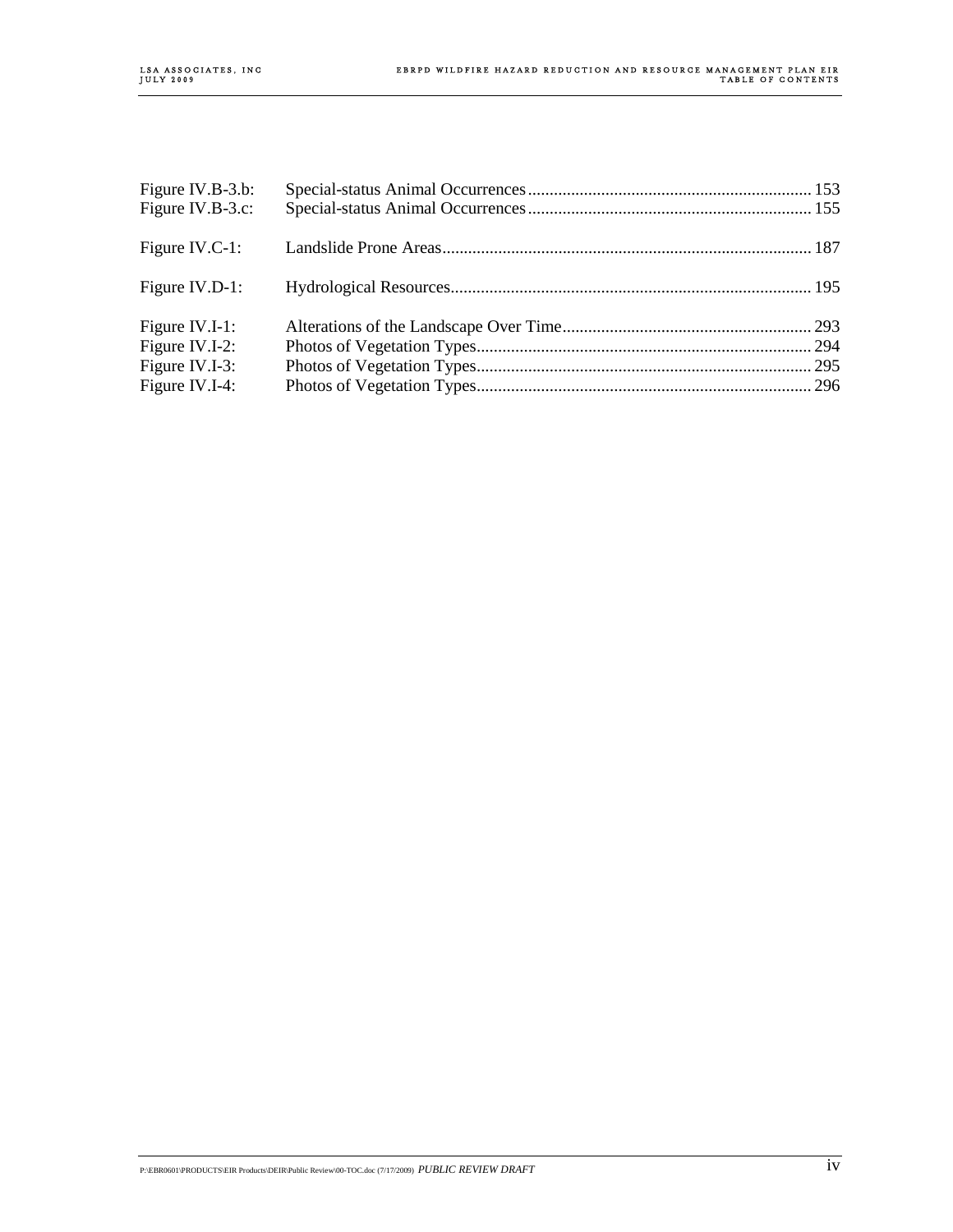Figure IV.B-3.b: Special-status Animal Occurrences .................................................................. 153
Figure IV.B-3.c: Special-status Animal Occurrences .................................................................. 155

Figure IV.C-1: Landslide Prone Areas ...................................................................................... 187

Figure IV.D-1: Hydrological Resources .................................................................................... 195

Figure IV.I-1: Alterations of the Landscape Over Time .......................................................... 293
Figure IV.I-2: Photos of Vegetation Types .............................................................................. 294
Figure IV.I-3: Photos of Vegetation Types .............................................................................. 295
Figure IV.I-4: Photos of Vegetation Types .............................................................................. 296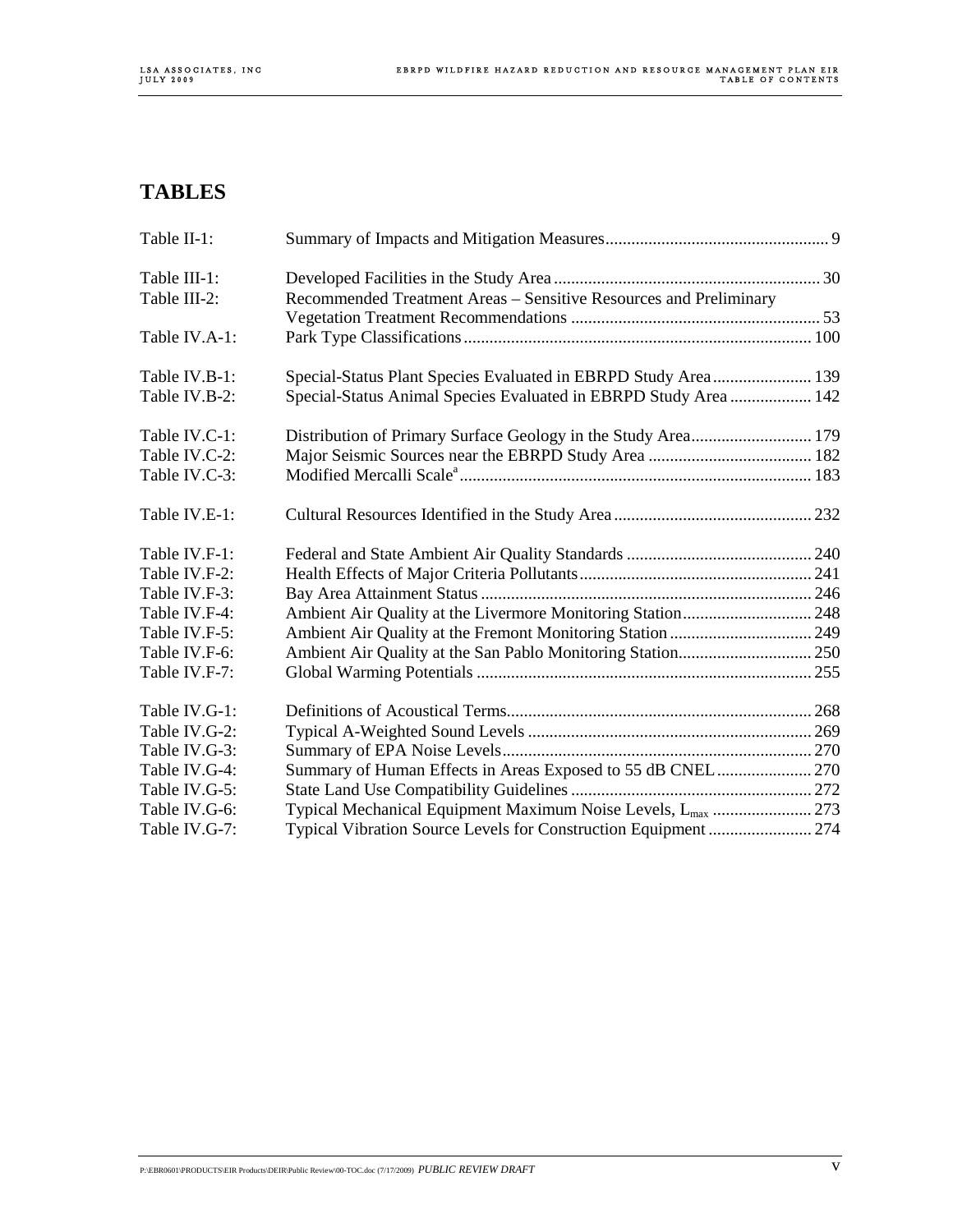## TABLES

| | | |
|---|---|---|
| Table II-1: | Summary of Impacts and Mitigation Measures | 9 |
| Table III-1: | Developed Facilities in the Study Area | 30 |
| Table III-2: | Recommended Treatment Areas – Sensitive Resources and Preliminary Vegetation Treatment Recommendations | 53 |
| Table IV.A-1: | Park Type Classifications | 100 |
| Table IV.B-1: | Special-Status Plant Species Evaluated in EBRPD Study Area | 139 |
| Table IV.B-2: | Special-Status Animal Species Evaluated in EBRPD Study Area | 142 |
| Table IV.C-1: | Distribution of Primary Surface Geology in the Study Area | 179 |
| Table IV.C-2: | Major Seismic Sources near the EBRPD Study Area | 182 |
| Table IV.C-3: | Modified Mercalli Scale[a] | 183 |
| Table IV.E-1: | Cultural Resources Identified in the Study Area | 232 |
| Table IV.F-1: | Federal and State Ambient Air Quality Standards | 240 |
| Table IV.F-2: | Health Effects of Major Criteria Pollutants | 241 |
| Table IV.F-3: | Bay Area Attainment Status | 246 |
| Table IV.F-4: | Ambient Air Quality at the Livermore Monitoring Station | 248 |
| Table IV.F-5: | Ambient Air Quality at the Fremont Monitoring Station | 249 |
| Table IV.F-6: | Ambient Air Quality at the San Pablo Monitoring Station | 250 |
| Table IV.F-7: | Global Warming Potentials | 255 |
| Table IV.G-1: | Definitions of Acoustical Terms | 268 |
| Table IV.G-2: | Typical A-Weighted Sound Levels | 269 |
| Table IV.G-3: | Summary of EPA Noise Levels | 270 |
| Table IV.G-4: | Summary of Human Effects in Areas Exposed to 55 dB CNEL | 270 |
| Table IV.G-5: | State Land Use Compatibility Guidelines | 272 |
| Table IV.G-6: | Typical Mechanical Equipment Maximum Noise Levels, $L_{max}$ | 273 |
| Table IV.G-7: | Typical Vibration Source Levels for Construction Equipment | 274 |